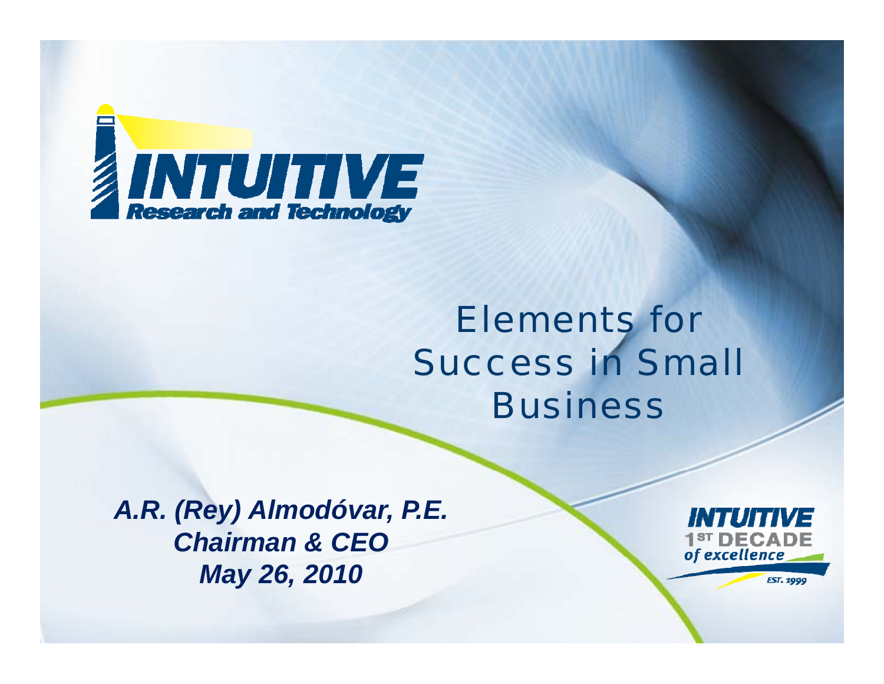**INTUITIVE**
**Research and Technology**

# Elements for Success in Small Business

***A.R. (Rey) Almodóvar, P.E.***
***Chairman & CEO***
***May 26, 2010***

INTUITIVE
1ST DECADE
*of excellence*
EST. 1999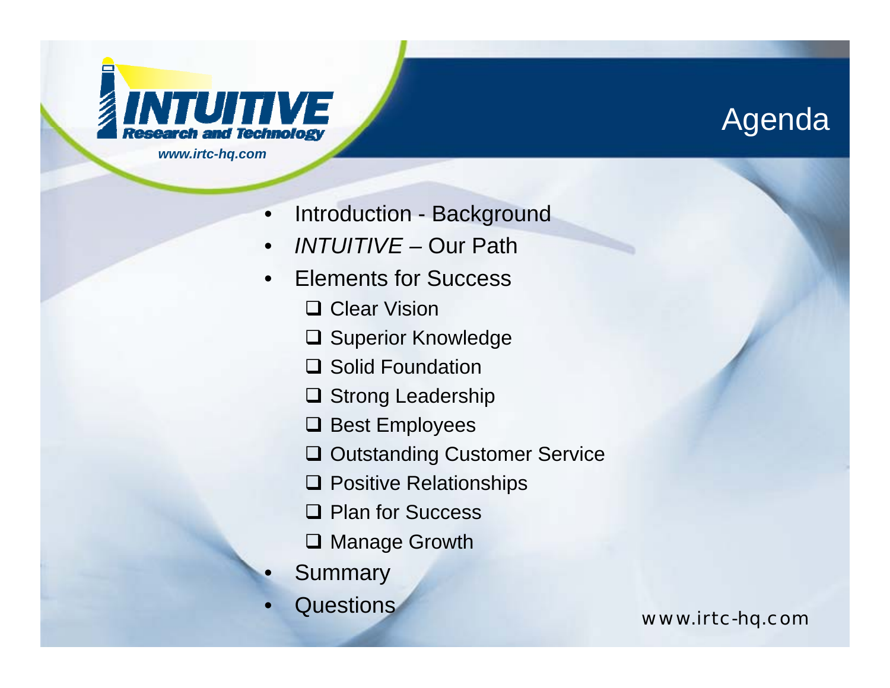# Agenda

- Introduction - Background
- *INTUITIVE* – Our Path
- Elements for Success
  - ❑ Clear Vision
  - ❑ Superior Knowledge
  - ❑ Solid Foundation
  - ❑ Strong Leadership
  - ❑ Best Employees
  - ❑ Outstanding Customer Service
  - ❑ Positive Relationships
  - ❑ Plan for Success
  - ❑ Manage Growth
- Summary
- Questions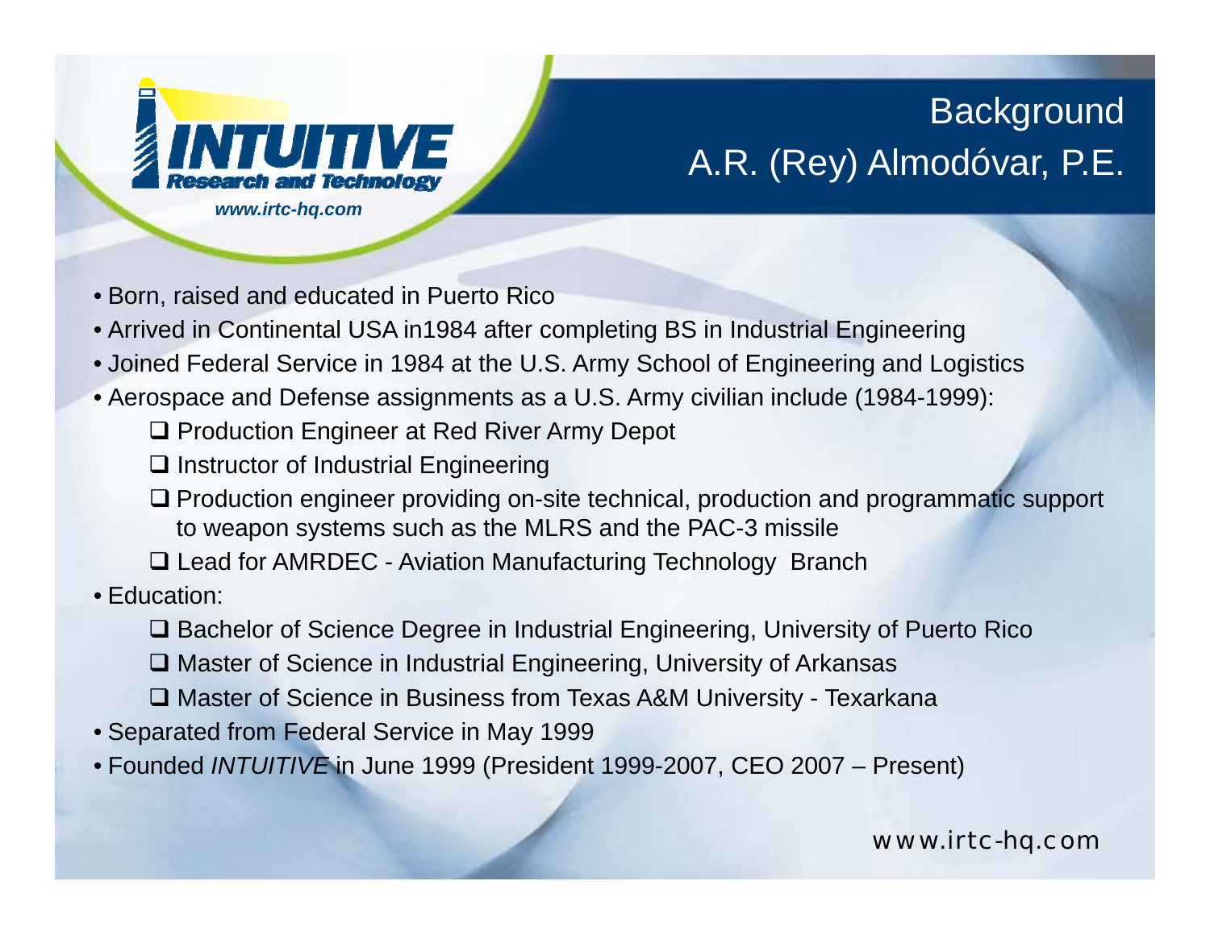# Background
## A.R. (Rey) Almodóvar, P.E.

- Born, raised and educated in Puerto Rico
- Arrived in Continental USA in1984 after completing BS in Industrial Engineering
- Joined Federal Service in 1984 at the U.S. Army School of Engineering and Logistics
- Aerospace and Defense assignments as a U.S. Army civilian include (1984-1999):
  - Production Engineer at Red River Army Depot
  - Instructor of Industrial Engineering
  - Production engineer providing on-site technical, production and programmatic support to weapon systems such as the MLRS and the PAC-3 missile
  - Lead for AMRDEC - Aviation Manufacturing Technology Branch
- Education:
  - Bachelor of Science Degree in Industrial Engineering, University of Puerto Rico
  - Master of Science in Industrial Engineering, University of Arkansas
  - Master of Science in Business from Texas A&M University - Texarkana
- Separated from Federal Service in May 1999
- Founded *INTUITIVE* in June 1999 (President 1999-2007, CEO 2007 – Present)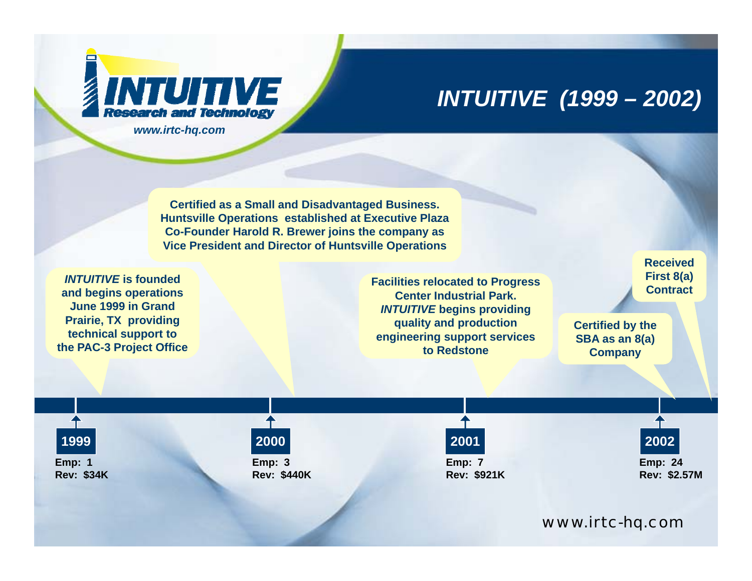**INTUITIVE Research and Technology**

*www.irtc-hq.com*

# *INTUITIVE (1999 – 2002)*

***INTUITIVE*** **is founded and begins operations June 1999 in Grand Prairie, TX providing technical support to the PAC-3 Project Office**

**Certified as a Small and Disadvantaged Business.**
**Huntsville Operations established at Executive Plaza**
**Co-Founder Harold R. Brewer joins the company as Vice President and Director of Huntsville Operations**

**Facilities relocated to Progress Center Industrial Park.** ***INTUITIVE*** **begins providing quality and production engineering support services to Redstone**

**Certified by the SBA as an 8(a) Company**

**Received First 8(a) Contract**

| Year | Emp | Rev |
|---|---|---|
| **1999** | 1 | $34K |
| **2000** | 3 | $440K |
| **2001** | 7 | $921K |
| **2002** | 24 | $2.57M |

www.irtc-hq.com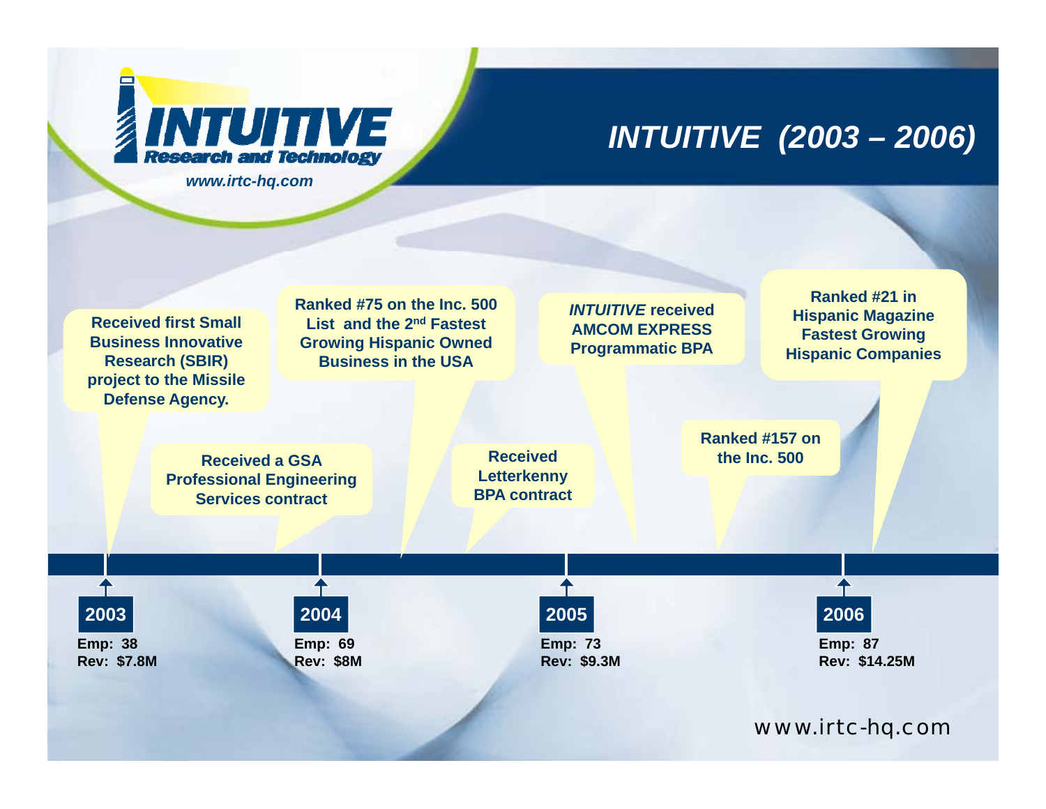# INTUITIVE (2003 – 2006)

**INTUITIVE** Research and Technology

*www.irtc-hq.com*

**2003**
- Received first Small Business Innovative Research (SBIR) project to the Missile Defense Agency.

Emp: 38
Rev: $7.8M

**2004**
- Received a GSA Professional Engineering Services contract
- Ranked #75 on the Inc. 500 List and the 2nd Fastest Growing Hispanic Owned Business in the USA
- Received Letterkenny BPA contract

Emp: 69
Rev: $8M

**2005**
- *INTUITIVE* received AMCOM EXPRESS Programmatic BPA
- Ranked #157 on the Inc. 500

Emp: 73
Rev: $9.3M

**2006**
- Ranked #21 in Hispanic Magazine Fastest Growing Hispanic Companies

Emp: 87
Rev: $14.25M

www.irtc-hq.com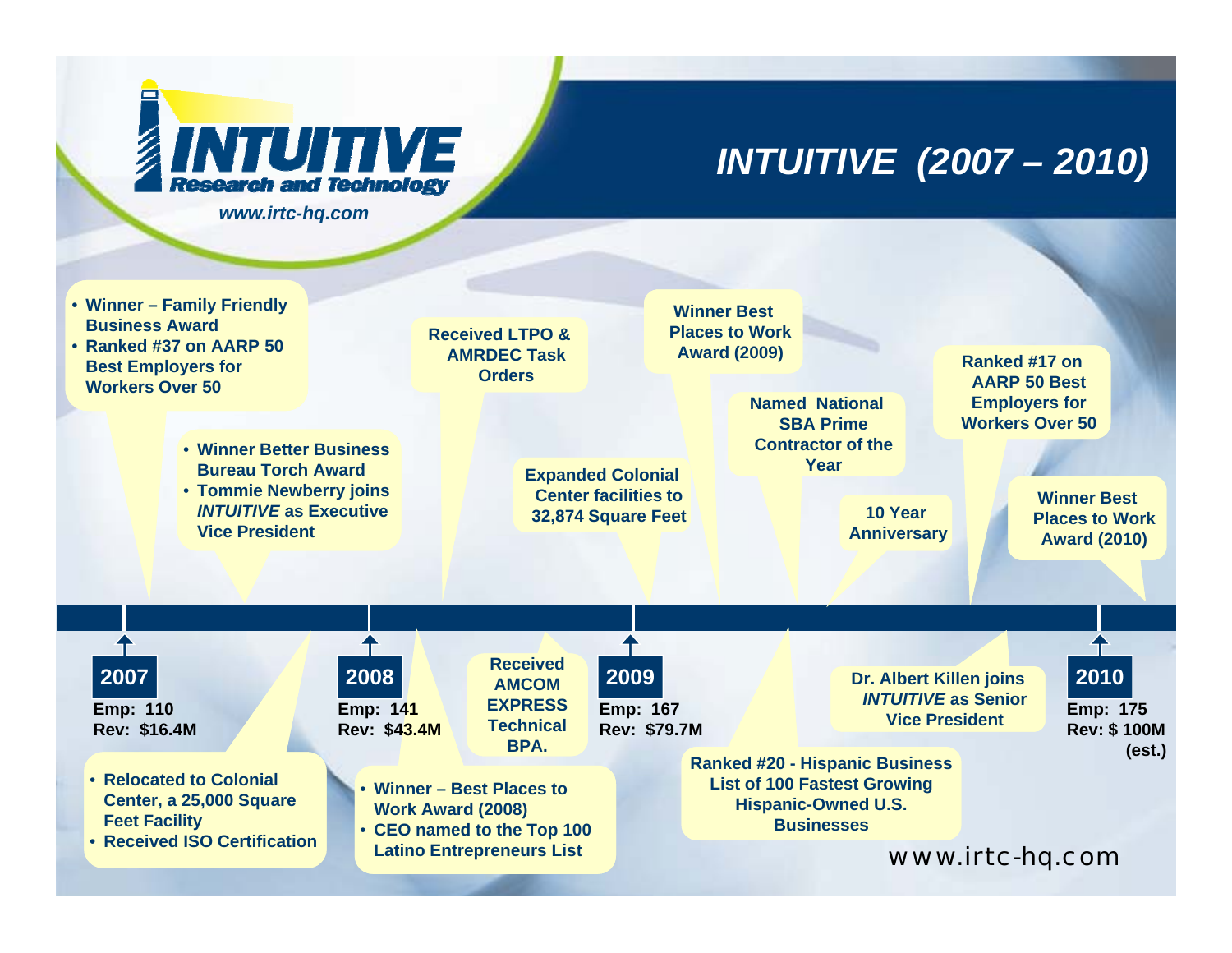# INTUITIVE (2007 – 2010)

**INTUITIVE Research and Technology**

*www.irtc-hq.com*

## 2007

**Emp: 110**
**Rev: $16.4M**

- Winner – Family Friendly Business Award
- Ranked #37 on AARP 50 Best Employers for Workers Over 50
- Winner Better Business Bureau Torch Award
- Tommie Newberry joins *INTUITIVE* as Executive Vice President
- Relocated to Colonial Center, a 25,000 Square Feet Facility
- Received ISO Certification

## 2008

**Emp: 141**
**Rev: $43.4M**

- Received LTPO & AMRDEC Task Orders
- Winner – Best Places to Work Award (2008)
- CEO named to the Top 100 Latino Entrepreneurs List
- Received AMCOM EXPRESS Technical BPA.
- Expanded Colonial Center facilities to 32,874 Square Feet

## 2009

**Emp: 167**
**Rev: $79.7M**

- Winner Best Places to Work Award (2009)
- Named National SBA Prime Contractor of the Year
- Ranked #20 - Hispanic Business List of 100 Fastest Growing Hispanic-Owned U.S. Businesses
- 10 Year Anniversary
- Ranked #17 on AARP 50 Best Employers for Workers Over 50
- Dr. Albert Killen joins *INTUITIVE* as Senior Vice President

## 2010

**Emp: 175**
**Rev: $ 100M (est.)**

- Winner Best Places to Work Award (2010)

www.irtc-hq.com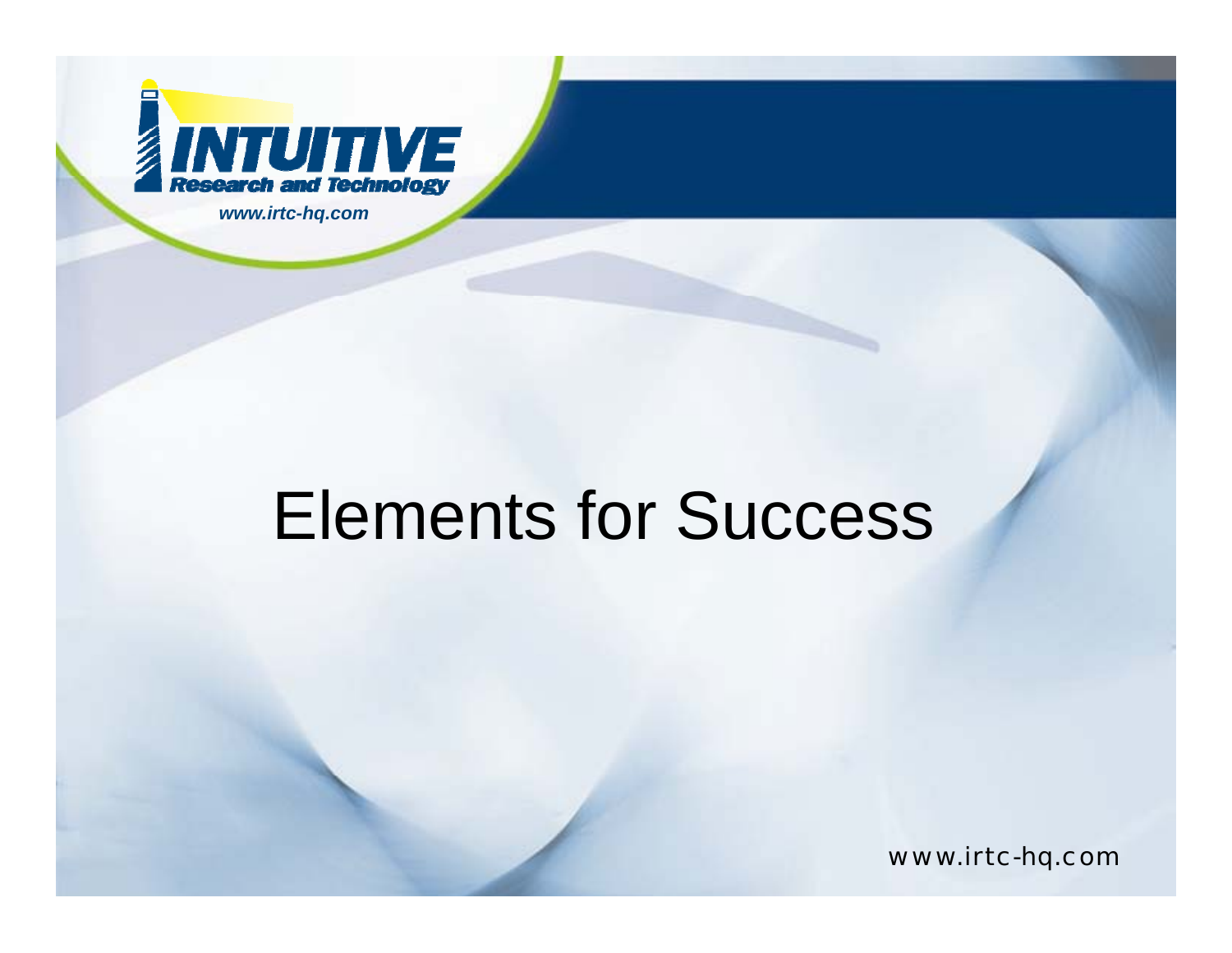# Elements for Success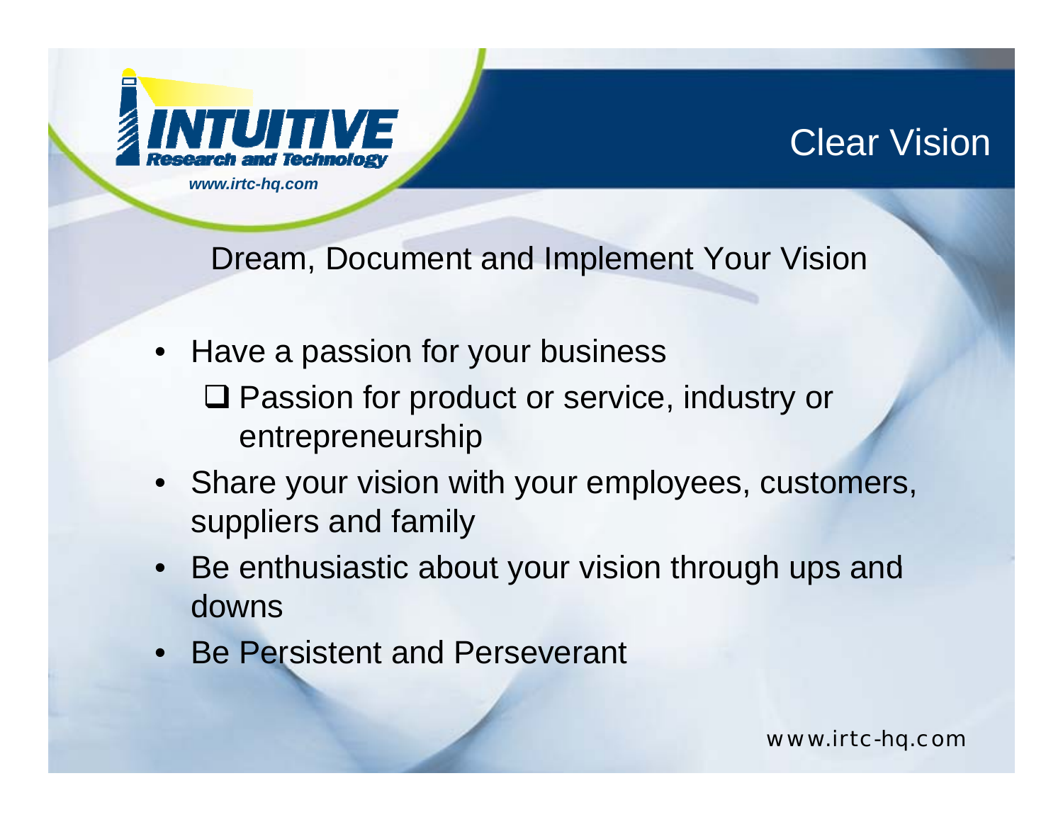# Clear Vision

Dream, Document and Implement Your Vision

- Have a passion for your business
  - ❑ Passion for product or service, industry or entrepreneurship
- Share your vision with your employees, customers, suppliers and family
- Be enthusiastic about your vision through ups and downs
- Be Persistent and Perseverant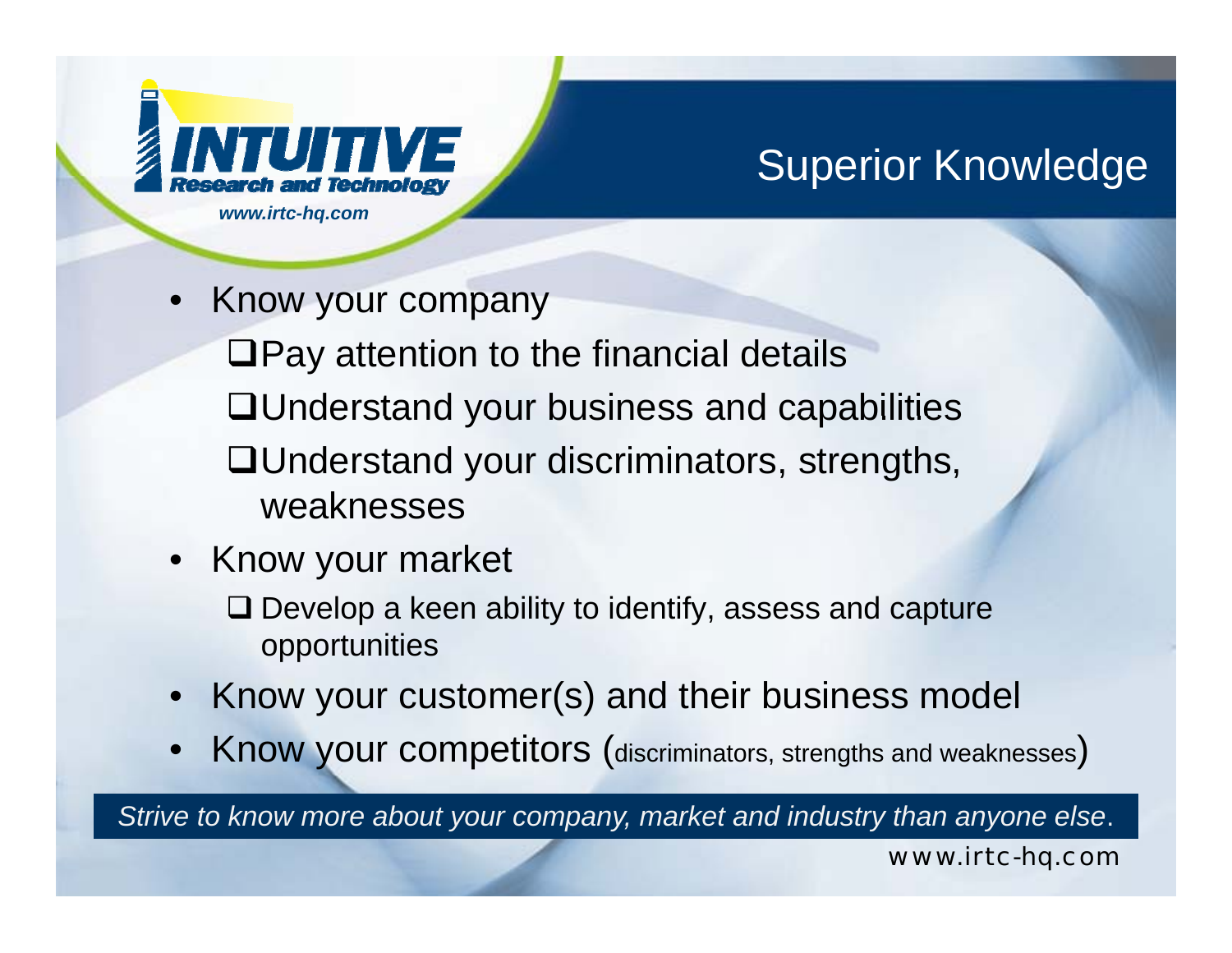## Superior Knowledge

- Know your company
  - ❑ Pay attention to the financial details
  - ❑ Understand your business and capabilities
  - ❑ Understand your discriminators, strengths, weaknesses
- Know your market
  - ❑ Develop a keen ability to identify, assess and capture opportunities
- Know your customer(s) and their business model
- Know your competitors (discriminators, strengths and weaknesses)

*Strive to know more about your company, market and industry than anyone else*.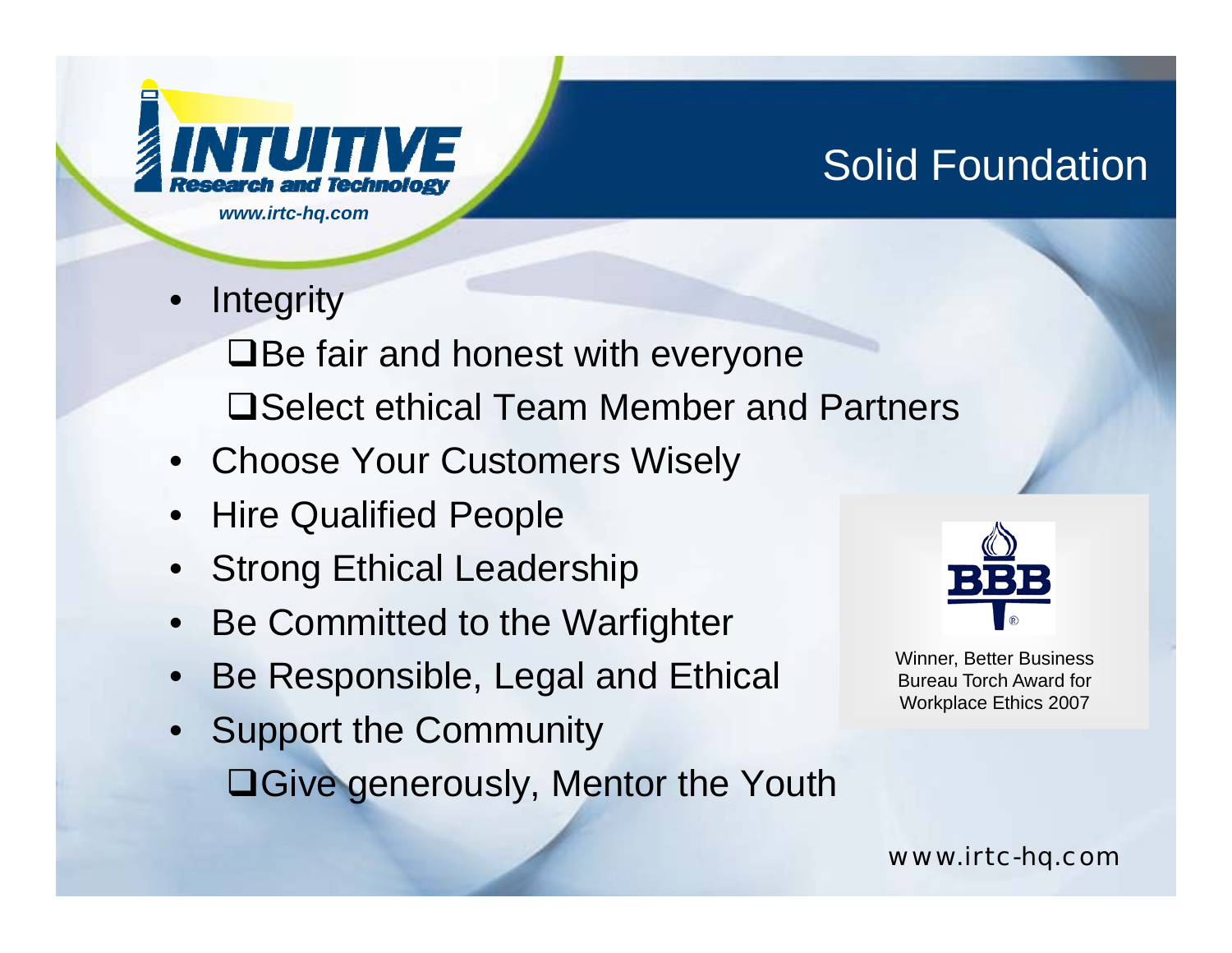# Solid Foundation

- Integrity
  - Be fair and honest with everyone
  - Select ethical Team Member and Partners
- Choose Your Customers Wisely
- Hire Qualified People
- Strong Ethical Leadership
- Be Committed to the Warfighter
- Be Responsible, Legal and Ethical
- Support the Community
  - Give generously, Mentor the Youth

Winner, Better Business Bureau Torch Award for Workplace Ethics 2007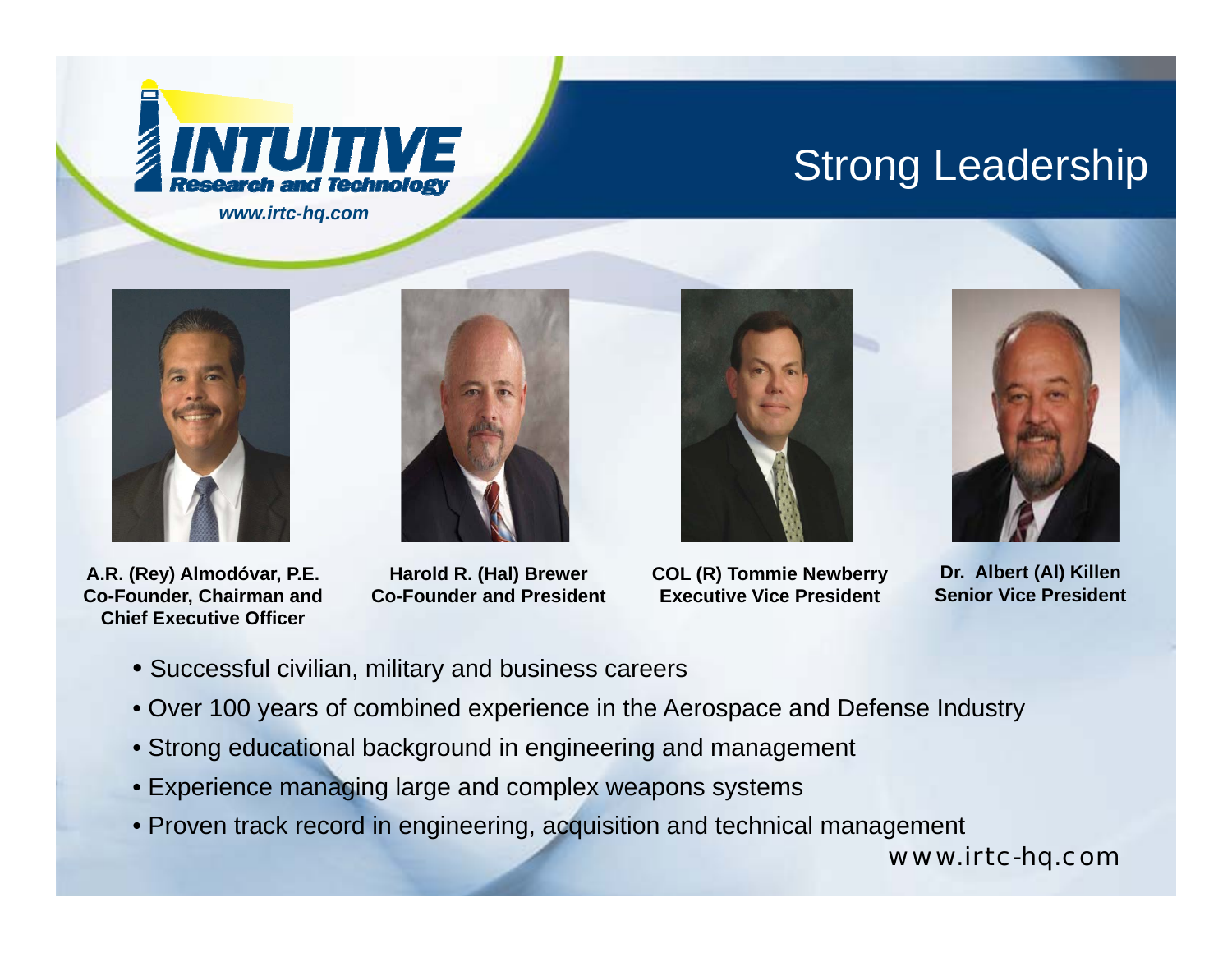**INTUITIVE**
*Research and Technology*
*www.irtc-hq.com*

# Strong Leadership

**A.R. (Rey) Almodóvar, P.E.**
**Co-Founder, Chairman and Chief Executive Officer**

**Harold R. (Hal) Brewer**
**Co-Founder and President**

**COL (R) Tommie Newberry**
**Executive Vice President**

**Dr. Albert (Al) Killen**
**Senior Vice President**

- Successful civilian, military and business careers
- Over 100 years of combined experience in the Aerospace and Defense Industry
- Strong educational background in engineering and management
- Experience managing large and complex weapons systems
- Proven track record in engineering, acquisition and technical management

www.irtc-hq.com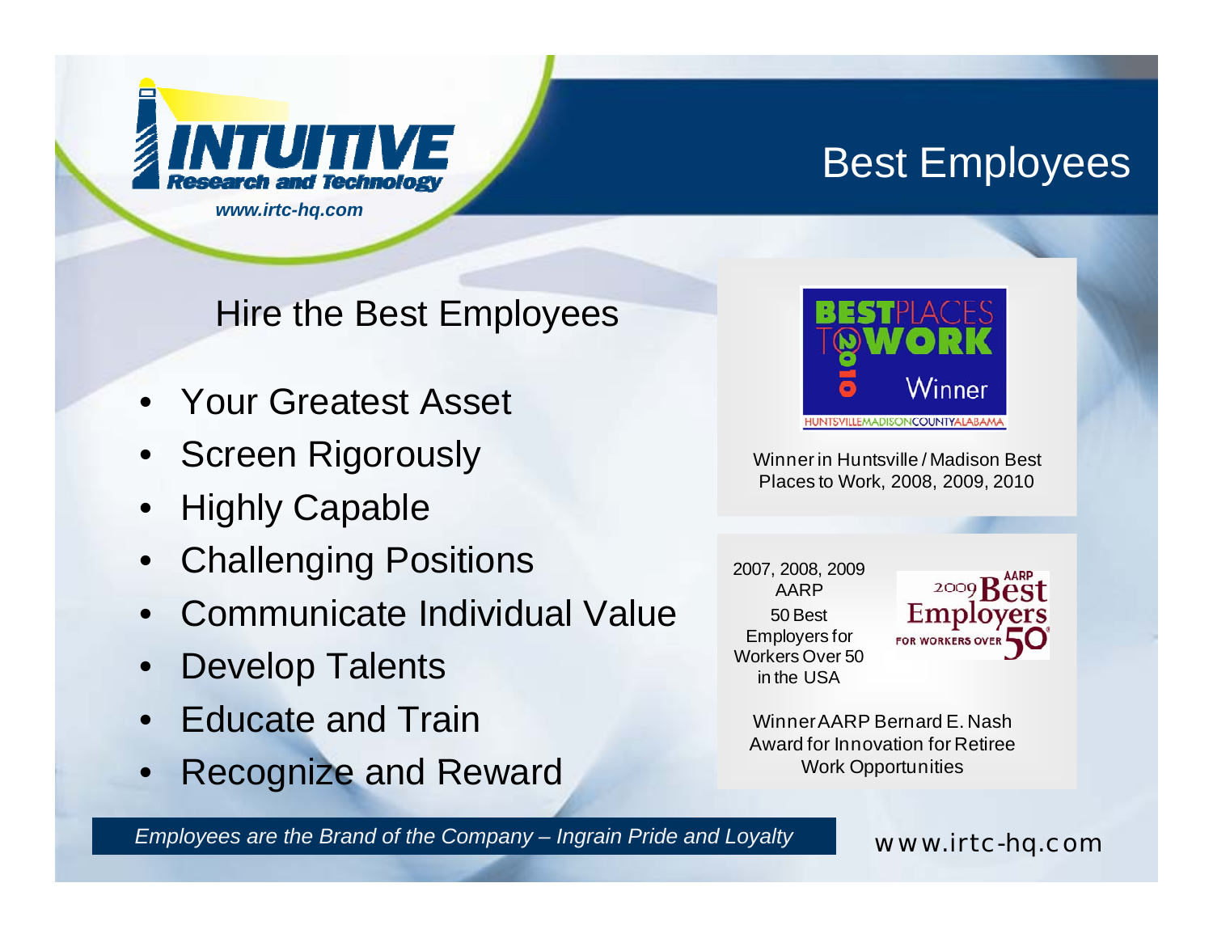# Best Employees

## Hire the Best Employees

- Your Greatest Asset
- Screen Rigorously
- Highly Capable
- Challenging Positions
- Communicate Individual Value
- Develop Talents
- Educate and Train
- Recognize and Reward

BEST PLACES TO WORK 2010 Winner
HUNTSVILLE MADISON COUNTY ALABAMA

Winner in Huntsville / Madison Best Places to Work, 2008, 2009, 2010

2007, 2008, 2009 AARP 50 Best Employers for Workers Over 50 in the USA

AARP 2009 Best Employers FOR WORKERS OVER 50

Winner AARP Bernard E. Nash Award for Innovation for Retiree Work Opportunities

*Employees are the Brand of the Company – Ingrain Pride and Loyalty*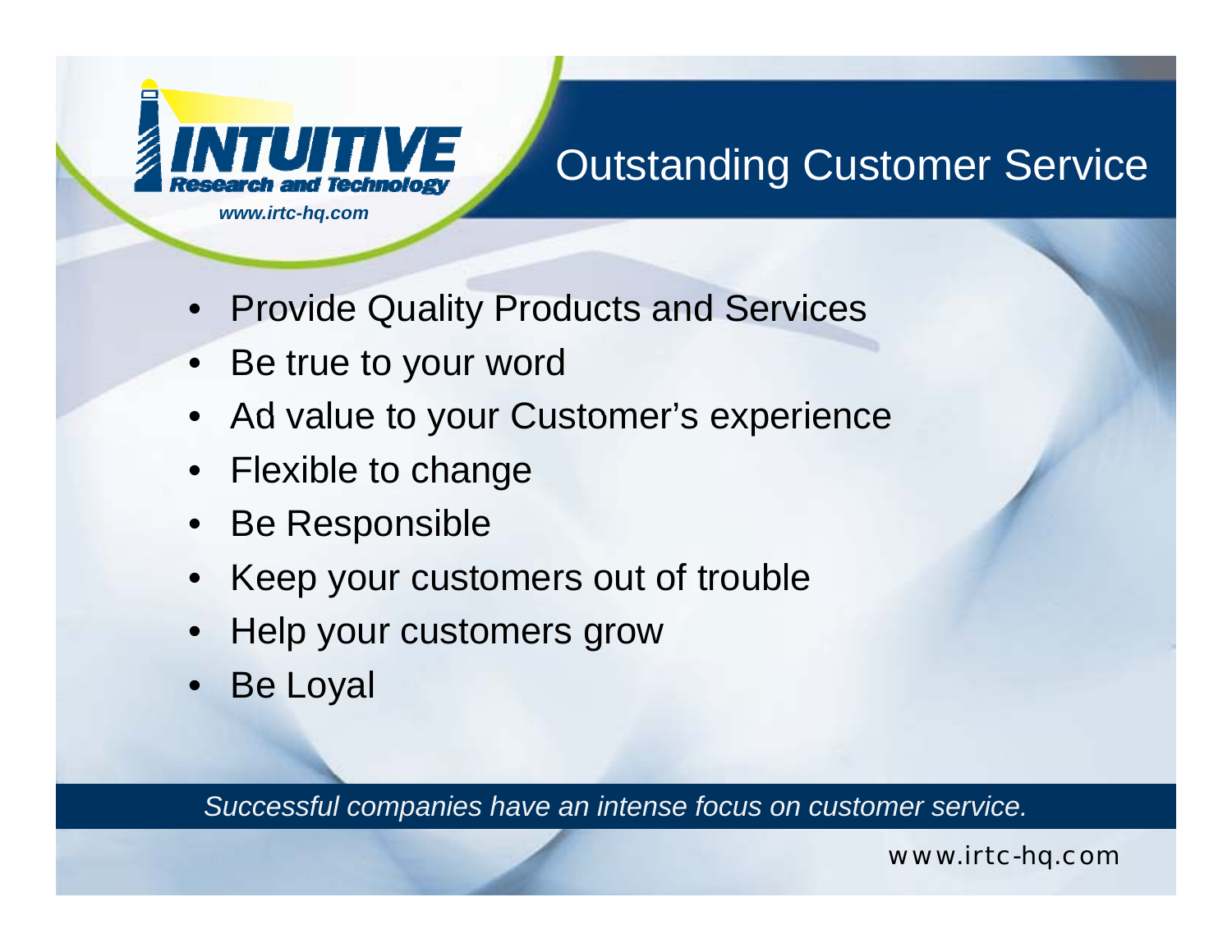## Outstanding Customer Service

- Provide Quality Products and Services
- Be true to your word
- Ad value to your Customer's experience
- Flexible to change
- Be Responsible
- Keep your customers out of trouble
- Help your customers grow
- Be Loyal

*Successful companies have an intense focus on customer service.*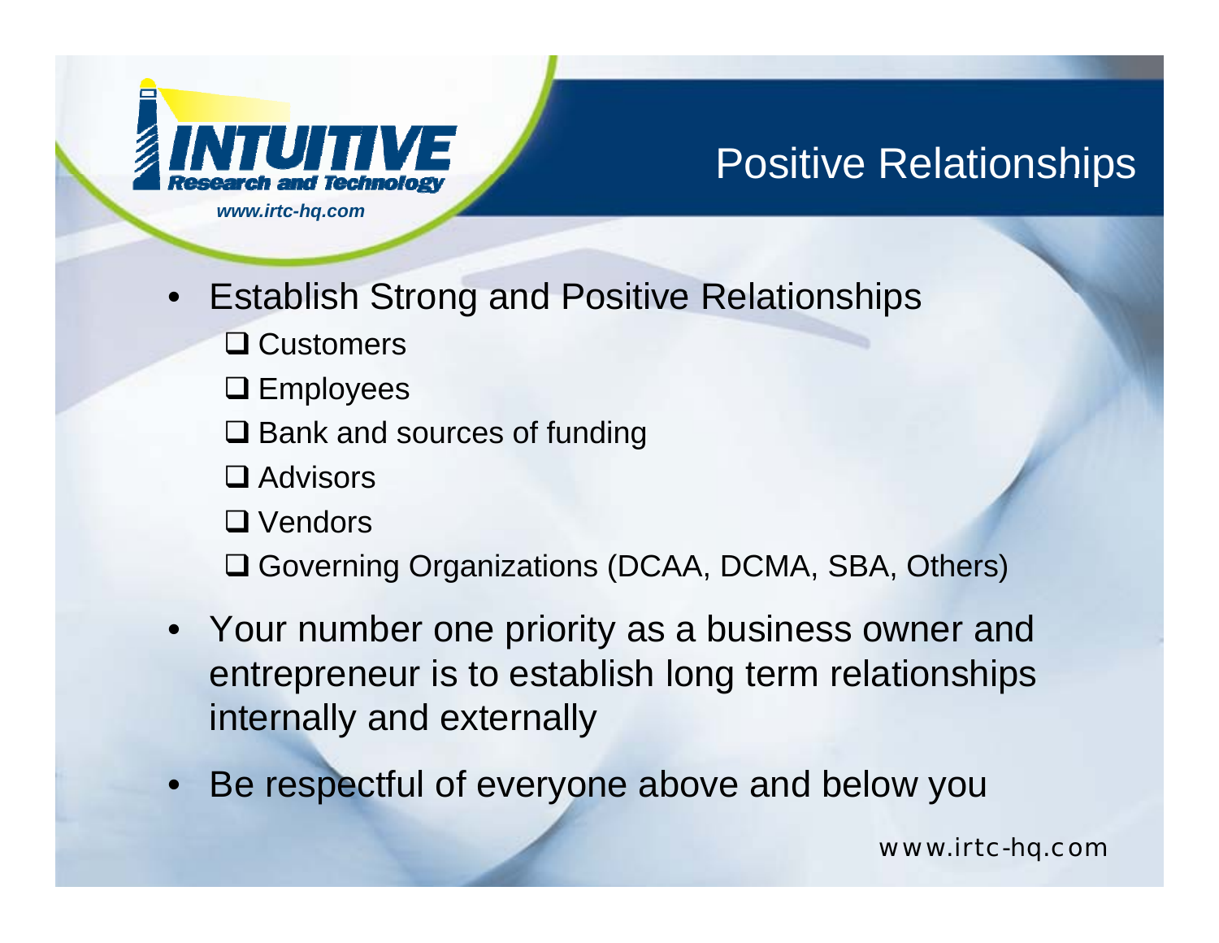# Positive Relationships

- Establish Strong and Positive Relationships
  - ❑ Customers
  - ❑ Employees
  - ❑ Bank and sources of funding
  - ❑ Advisors
  - ❑ Vendors
  - ❑ Governing Organizations (DCAA, DCMA, SBA, Others)
- Your number one priority as a business owner and entrepreneur is to establish long term relationships internally and externally
- Be respectful of everyone above and below you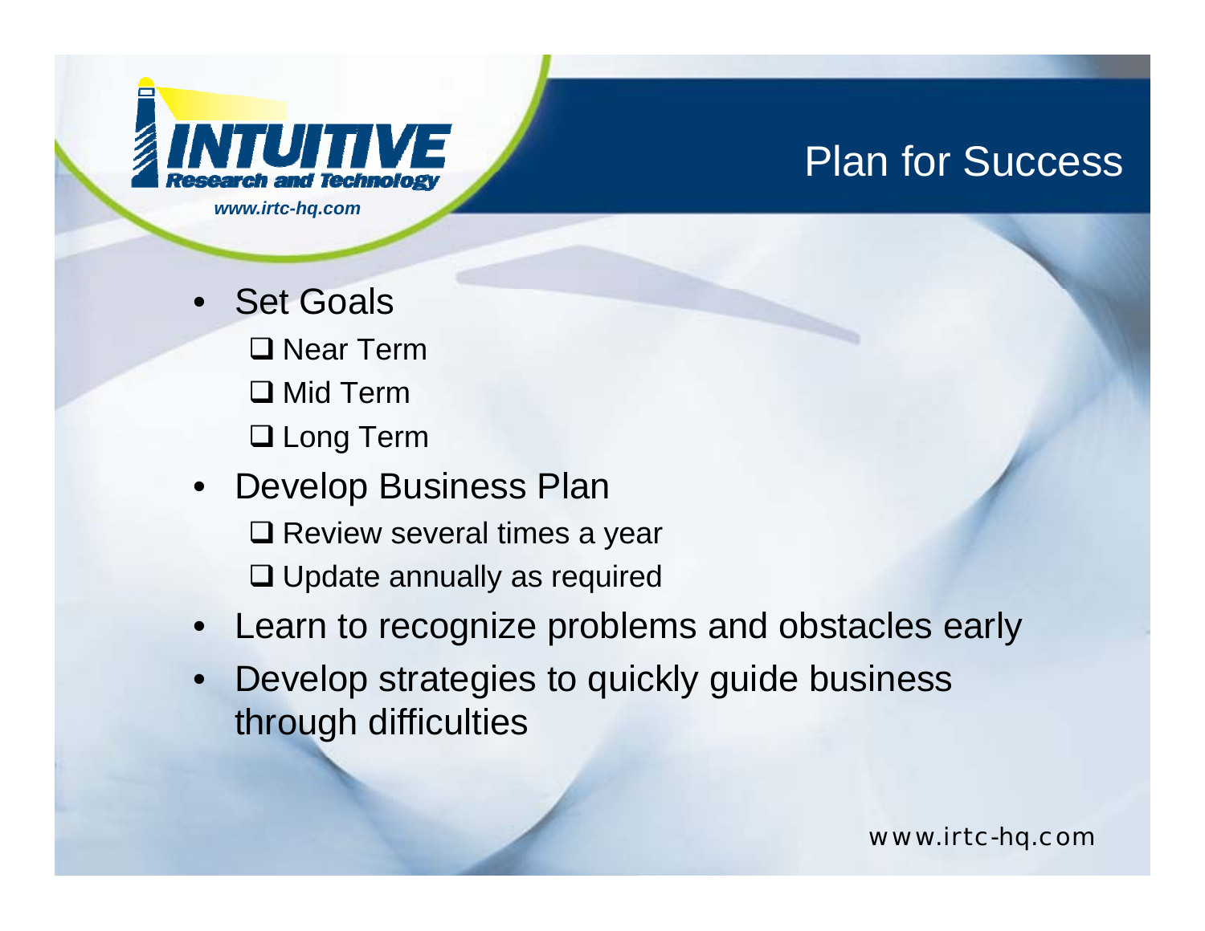# Plan for Success

- Set Goals
  - ❑ Near Term
  - ❑ Mid Term
  - ❑ Long Term
- Develop Business Plan
  - ❑ Review several times a year
  - ❑ Update annually as required
- Learn to recognize problems and obstacles early
- Develop strategies to quickly guide business through difficulties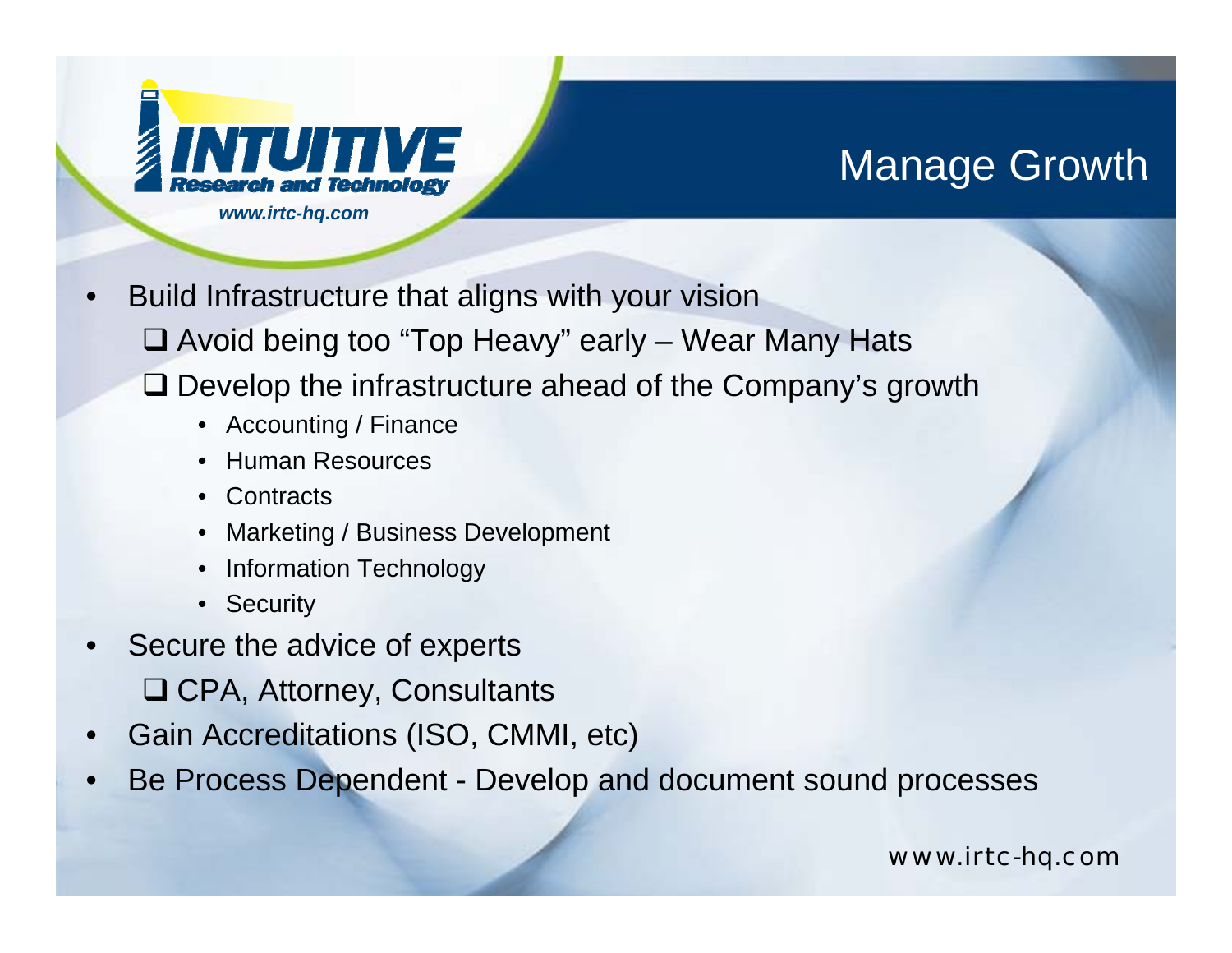## Manage Growth

- Build Infrastructure that aligns with your vision
  - ❑ Avoid being too "Top Heavy" early – Wear Many Hats
  - ❑ Develop the infrastructure ahead of the Company's growth
    - Accounting / Finance
    - Human Resources
    - Contracts
    - Marketing / Business Development
    - Information Technology
    - Security
- Secure the advice of experts
  - ❑ CPA, Attorney, Consultants
- Gain Accreditations (ISO, CMMI, etc)
- Be Process Dependent - Develop and document sound processes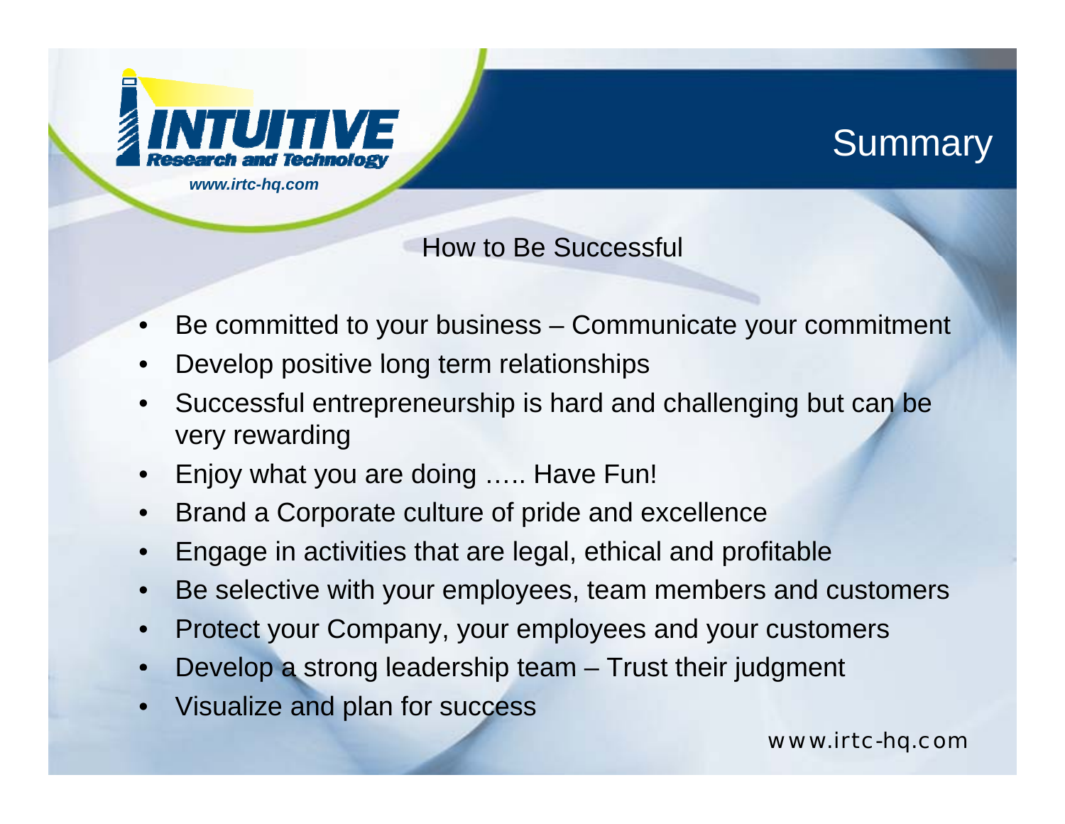# Summary

## How to Be Successful

- Be committed to your business – Communicate your commitment
- Develop positive long term relationships
- Successful entrepreneurship is hard and challenging but can be very rewarding
- Enjoy what you are doing ….. Have Fun!
- Brand a Corporate culture of pride and excellence
- Engage in activities that are legal, ethical and profitable
- Be selective with your employees, team members and customers
- Protect your Company, your employees and your customers
- Develop a strong leadership team – Trust their judgment
- Visualize and plan for success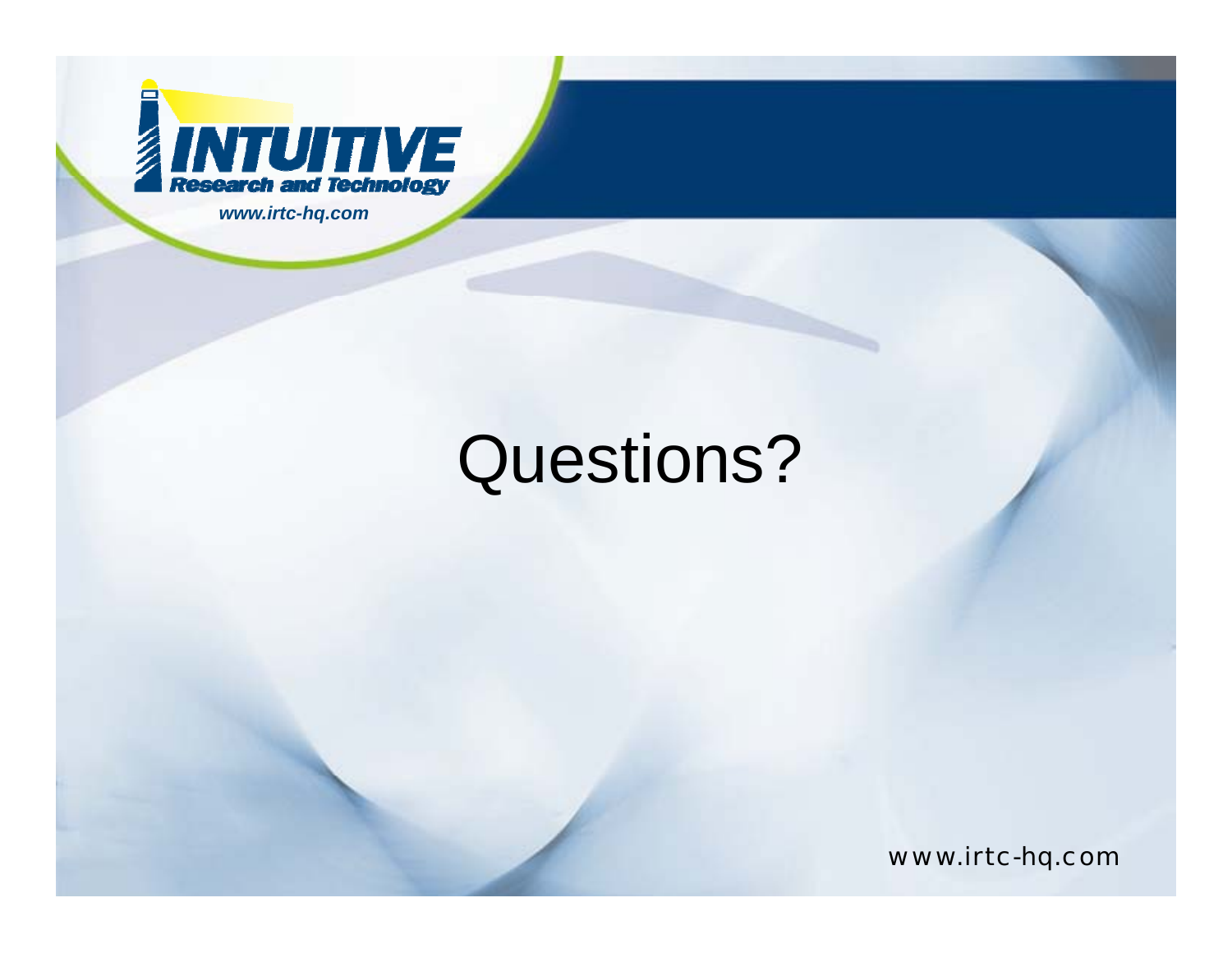# Questions?